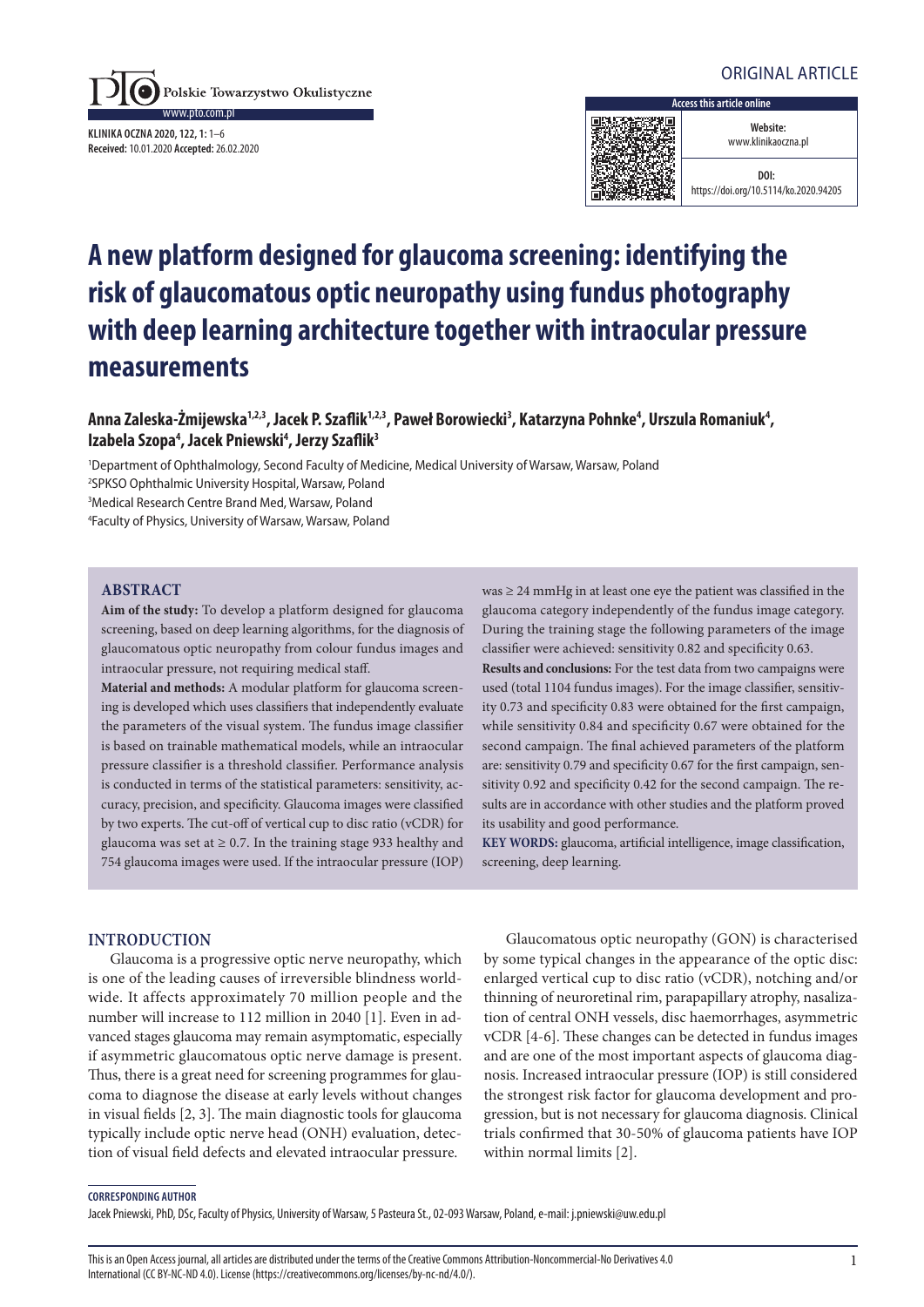ORIGINAL ARTICLE

# A new platform designed for glaucoma screening: identifying the risk of glaucomatous optic neuropathy using fundus photography with deep learning architecture together with intraocular pressure measurements

**Anna Zaleska-Żmijewska[1,2,3], Jacek P. Szaflik[1,2,3], Paweł Borowiecki[3], Katarzyna Pohnke[4], Urszula Romaniuk[4], Izabela Szopa[4], Jacek Pniewski[4], Jerzy Szaflik[3]**

[1]Department of Ophthalmology, Second Faculty of Medicine, Medical University of Warsaw, Warsaw, Poland
[2]SPKSO Ophthalmic University Hospital, Warsaw, Poland
[3]Medical Research Centre Brand Med, Warsaw, Poland
[4]Faculty of Physics, University of Warsaw, Warsaw, Poland

## ABSTRACT

**Aim of the study:** To develop a platform designed for glaucoma screening, based on deep learning algorithms, for the diagnosis of glaucomatous optic neuropathy from colour fundus images and intraocular pressure, not requiring medical staff.

**Material and methods:** A modular platform for glaucoma screening is developed which uses classifiers that independently evaluate the parameters of the visual system. The fundus image classifier is based on trainable mathematical models, while an intraocular pressure classifier is a threshold classifier. Performance analysis is conducted in terms of the statistical parameters: sensitivity, accuracy, precision, and specificity. Glaucoma images were classified by two experts. The cut-off of vertical cup to disc ratio (vCDR) for glaucoma was set at ≥ 0.7. In the training stage 933 healthy and 754 glaucoma images were used. If the intraocular pressure (IOP) was ≥ 24 mmHg in at least one eye the patient was classified in the glaucoma category independently of the fundus image category. During the training stage the following parameters of the image classifier were achieved: sensitivity 0.82 and specificity 0.63.

**Results and conclusions:** For the test data from two campaigns were used (total 1104 fundus images). For the image classifier, sensitivity 0.73 and specificity 0.83 were obtained for the first campaign, while sensitivity 0.84 and specificity 0.67 were obtained for the second campaign. The final achieved parameters of the platform are: sensitivity 0.79 and specificity 0.67 for the first campaign, sensitivity 0.92 and specificity 0.42 for the second campaign. The results are in accordance with other studies and the platform proved its usability and good performance.

**KEY WORDS:** glaucoma, artificial intelligence, image classification, screening, deep learning.

## INTRODUCTION

Glaucoma is a progressive optic nerve neuropathy, which is one of the leading causes of irreversible blindness worldwide. It affects approximately 70 million people and the number will increase to 112 million in 2040 [1]. Even in advanced stages glaucoma may remain asymptomatic, especially if asymmetric glaucomatous optic nerve damage is present. Thus, there is a great need for screening programmes for glaucoma to diagnose the disease at early levels without changes in visual fields [2, 3]. The main diagnostic tools for glaucoma typically include optic nerve head (ONH) evaluation, detection of visual field defects and elevated intraocular pressure.

Glaucomatous optic neuropathy (GON) is characterised by some typical changes in the appearance of the optic disc: enlarged vertical cup to disc ratio (vCDR), notching and/or thinning of neuroretinal rim, parapapillary atrophy, nasalization of central ONH vessels, disc haemorrhages, asymmetric vCDR [4-6]. These changes can be detected in fundus images and are one of the most important aspects of glaucoma diagnosis. Increased intraocular pressure (IOP) is still considered the strongest risk factor for glaucoma development and progression, but is not necessary for glaucoma diagnosis. Clinical trials confirmed that 30-50% of glaucoma patients have IOP within normal limits [2].

**CORRESPONDING AUTHOR**

Jacek Pniewski, PhD, DSc, Faculty of Physics, University of Warsaw, 5 Pasteura St., 02-093 Warsaw, Poland, e-mail: j.pniewski@uw.edu.pl

This is an Open Access journal, all articles are distributed under the terms of the Creative Commons Attribution-Noncommercial-No Derivatives 4.0 International (CC BY-NC-ND 4.0). License (https://creativecommons.org/licenses/by-nc-nd/4.0/).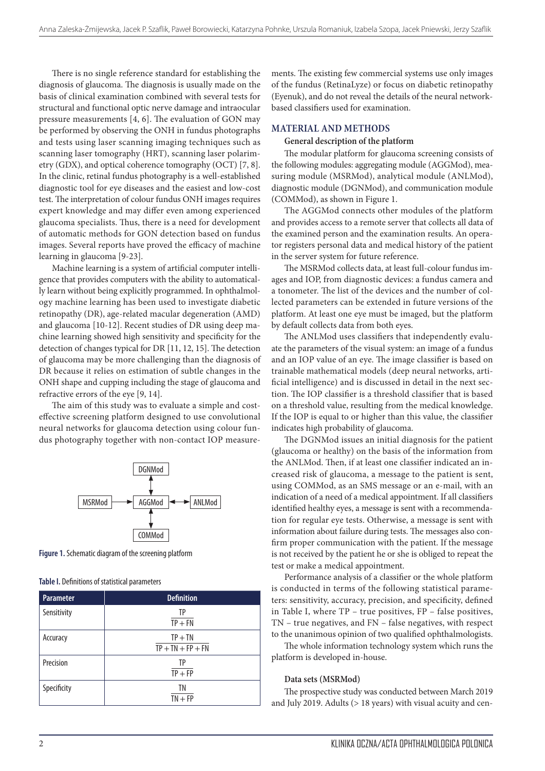There is no single reference standard for establishing the diagnosis of glaucoma. The diagnosis is usually made on the basis of clinical examination combined with several tests for structural and functional optic nerve damage and intraocular pressure measurements [4, 6]. The evaluation of GON may be performed by observing the ONH in fundus photographs and tests using laser scanning imaging techniques such as scanning laser tomography (HRT), scanning laser polarimetry (GDX), and optical coherence tomography (OCT) [7, 8]. In the clinic, retinal fundus photography is a well-established diagnostic tool for eye diseases and the easiest and low-cost test. The interpretation of colour fundus ONH images requires expert knowledge and may differ even among experienced glaucoma specialists. Thus, there is a need for development of automatic methods for GON detection based on fundus images. Several reports have proved the efficacy of machine learning in glaucoma [9-23].

Machine learning is a system of artificial computer intelligence that provides computers with the ability to automatically learn without being explicitly programmed. In ophthalmology machine learning has been used to investigate diabetic retinopathy (DR), age-related macular degeneration (AMD) and glaucoma [10-12]. Recent studies of DR using deep machine learning showed high sensitivity and specificity for the detection of changes typical for DR [11, 12, 15]. The detection of glaucoma may be more challenging than the diagnosis of DR because it relies on estimation of subtle changes in the ONH shape and cupping including the stage of glaucoma and refractive errors of the eye [9, 14].

The aim of this study was to evaluate a simple and cost-effective screening platform designed to use convolutional neural networks for glaucoma detection using colour fundus photography together with non-contact IOP measurements. The existing few commercial systems use only images of the fundus (RetinaLyze) or focus on diabetic retinopathy (Eyenuk), and do not reveal the details of the neural network-based classifiers used for examination.

DGNMod

MSRMod

AGGMod

ANLMod

COMMod

**Figure 1.** Schematic diagram of the screening platform

**Table I.** Definitions of statistical parameters

| Parameter | Definition |
|---|---|
| Sensitivity | $\frac{TP}{TP + FN}$ |
| Accuracy | $\frac{TP + TN}{TP + TN + FP + FN}$ |
| Precision | $\frac{TP}{TP + FP}$ |
| Specificity | $\frac{TN}{TN + FP}$ |

## MATERIAL AND METHODS

### General description of the platform

The modular platform for glaucoma screening consists of the following modules: aggregating module (AGGMod), measuring module (MSRMod), analytical module (ANLMod), diagnostic module (DGNMod), and communication module (COMMod), as shown in Figure 1.

The AGGMod connects other modules of the platform and provides access to a remote server that collects all data of the examined person and the examination results. An operator registers personal data and medical history of the patient in the server system for future reference.

The MSRMod collects data, at least full-colour fundus images and IOP, from diagnostic devices: a fundus camera and a tonometer. The list of the devices and the number of collected parameters can be extended in future versions of the platform. At least one eye must be imaged, but the platform by default collects data from both eyes.

The ANLMod uses classifiers that independently evaluate the parameters of the visual system: an image of a fundus and an IOP value of an eye. The image classifier is based on trainable mathematical models (deep neural networks, artificial intelligence) and is discussed in detail in the next section. The IOP classifier is a threshold classifier that is based on a threshold value, resulting from the medical knowledge. If the IOP is equal to or higher than this value, the classifier indicates high probability of glaucoma.

The DGNMod issues an initial diagnosis for the patient (glaucoma or healthy) on the basis of the information from the ANLMod. Then, if at least one classifier indicated an increased risk of glaucoma, a message to the patient is sent, using COMMod, as an SMS message or an e-mail, with an indication of a need of a medical appointment. If all classifiers identified healthy eyes, a message is sent with a recommendation for regular eye tests. Otherwise, a message is sent with information about failure during tests. The messages also confirm proper communication with the patient. If the message is not received by the patient he or she is obliged to repeat the test or make a medical appointment.

Performance analysis of a classifier or the whole platform is conducted in terms of the following statistical parameters: sensitivity, accuracy, precision, and specificity, defined in Table I, where TP – true positives, FP – false positives, TN – true negatives, and FN – false negatives, with respect to the unanimous opinion of two qualified ophthalmologists.

The whole information technology system which runs the platform is developed in-house.

### Data sets (MSRMod)

The prospective study was conducted between March 2019 and July 2019. Adults (> 18 years) with visual acuity and cen-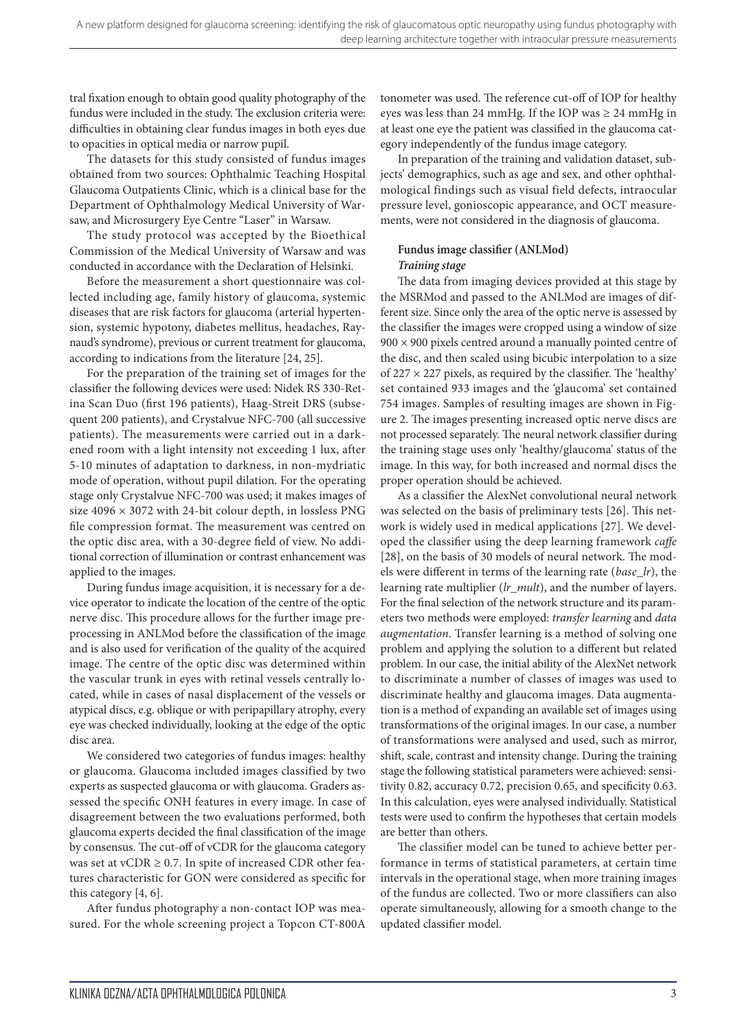tral fixation enough to obtain good quality photography of the fundus were included in the study. The exclusion criteria were: difficulties in obtaining clear fundus images in both eyes due to opacities in optical media or narrow pupil.

The datasets for this study consisted of fundus images obtained from two sources: Ophthalmic Teaching Hospital Glaucoma Outpatients Clinic, which is a clinical base for the Department of Ophthalmology Medical University of Warsaw, and Microsurgery Eye Centre "Laser" in Warsaw.

The study protocol was accepted by the Bioethical Commission of the Medical University of Warsaw and was conducted in accordance with the Declaration of Helsinki.

Before the measurement a short questionnaire was collected including age, family history of glaucoma, systemic diseases that are risk factors for glaucoma (arterial hypertension, systemic hypotony, diabetes mellitus, headaches, Raynaud's syndrome), previous or current treatment for glaucoma, according to indications from the literature [24, 25].

For the preparation of the training set of images for the classifier the following devices were used: Nidek RS 330-Retina Scan Duo (first 196 patients), Haag-Streit DRS (subsequent 200 patients), and Crystalvue NFC-700 (all successive patients). The measurements were carried out in a darkened room with a light intensity not exceeding 1 lux, after 5-10 minutes of adaptation to darkness, in non-mydriatic mode of operation, without pupil dilation. For the operating stage only Crystalvue NFC-700 was used; it makes images of size $4096 \times 3072$ with 24-bit colour depth, in lossless PNG file compression format. The measurement was centred on the optic disc area, with a 30-degree field of view. No additional correction of illumination or contrast enhancement was applied to the images.

During fundus image acquisition, it is necessary for a device operator to indicate the location of the centre of the optic nerve disc. This procedure allows for the further image preprocessing in ANLMod before the classification of the image and is also used for verification of the quality of the acquired image. The centre of the optic disc was determined within the vascular trunk in eyes with retinal vessels centrally located, while in cases of nasal displacement of the vessels or atypical discs, e.g. oblique or with peripapillary atrophy, every eye was checked individually, looking at the edge of the optic disc area.

We considered two categories of fundus images: healthy or glaucoma. Glaucoma included images classified by two experts as suspected glaucoma or with glaucoma. Graders assessed the specific ONH features in every image. In case of disagreement between the two evaluations performed, both glaucoma experts decided the final classification of the image by consensus. The cut-off of vCDR for the glaucoma category was set at vCDR $\geq 0.7$. In spite of increased CDR other features characteristic for GON were considered as specific for this category [4, 6].

After fundus photography a non-contact IOP was measured. For the whole screening project a Topcon CT-800A tonometer was used. The reference cut-off of IOP for healthy eyes was less than 24 mmHg. If the IOP was $\geq 24$ mmHg in at least one eye the patient was classified in the glaucoma category independently of the fundus image category.

In preparation of the training and validation dataset, subjects' demographics, such as age and sex, and other ophthalmological findings such as visual field defects, intraocular pressure level, gonioscopic appearance, and OCT measurements, were not considered in the diagnosis of glaucoma.

### Fundus image classifier (ANLMod)

#### *Training stage*

The data from imaging devices provided at this stage by the MSRMod and passed to the ANLMod are images of different size. Since only the area of the optic nerve is assessed by the classifier the images were cropped using a window of size $900 \times 900$ pixels centred around a manually pointed centre of the disc, and then scaled using bicubic interpolation to a size of $227 \times 227$ pixels, as required by the classifier. The 'healthy' set contained 933 images and the 'glaucoma' set contained 754 images. Samples of resulting images are shown in Figure 2. The images presenting increased optic nerve discs are not processed separately. The neural network classifier during the training stage uses only 'healthy/glaucoma' status of the image. In this way, for both increased and normal discs the proper operation should be achieved.

As a classifier the AlexNet convolutional neural network was selected on the basis of preliminary tests [26]. This network is widely used in medical applications [27]. We developed the classifier using the deep learning framework *caffe* [28], on the basis of 30 models of neural network. The models were different in terms of the learning rate (*base_lr*), the learning rate multiplier (*lr_mult*), and the number of layers. For the final selection of the network structure and its parameters two methods were employed: *transfer learning* and *data augmentation*. Transfer learning is a method of solving one problem and applying the solution to a different but related problem. In our case, the initial ability of the AlexNet network to discriminate a number of classes of images was used to discriminate healthy and glaucoma images. Data augmentation is a method of expanding an available set of images using transformations of the original images. In our case, a number of transformations were analysed and used, such as mirror, shift, scale, contrast and intensity change. During the training stage the following statistical parameters were achieved: sensitivity 0.82, accuracy 0.72, precision 0.65, and specificity 0.63. In this calculation, eyes were analysed individually. Statistical tests were used to confirm the hypotheses that certain models are better than others.

The classifier model can be tuned to achieve better performance in terms of statistical parameters, at certain time intervals in the operational stage, when more training images of the fundus are collected. Two or more classifiers can also operate simultaneously, allowing for a smooth change to the updated classifier model.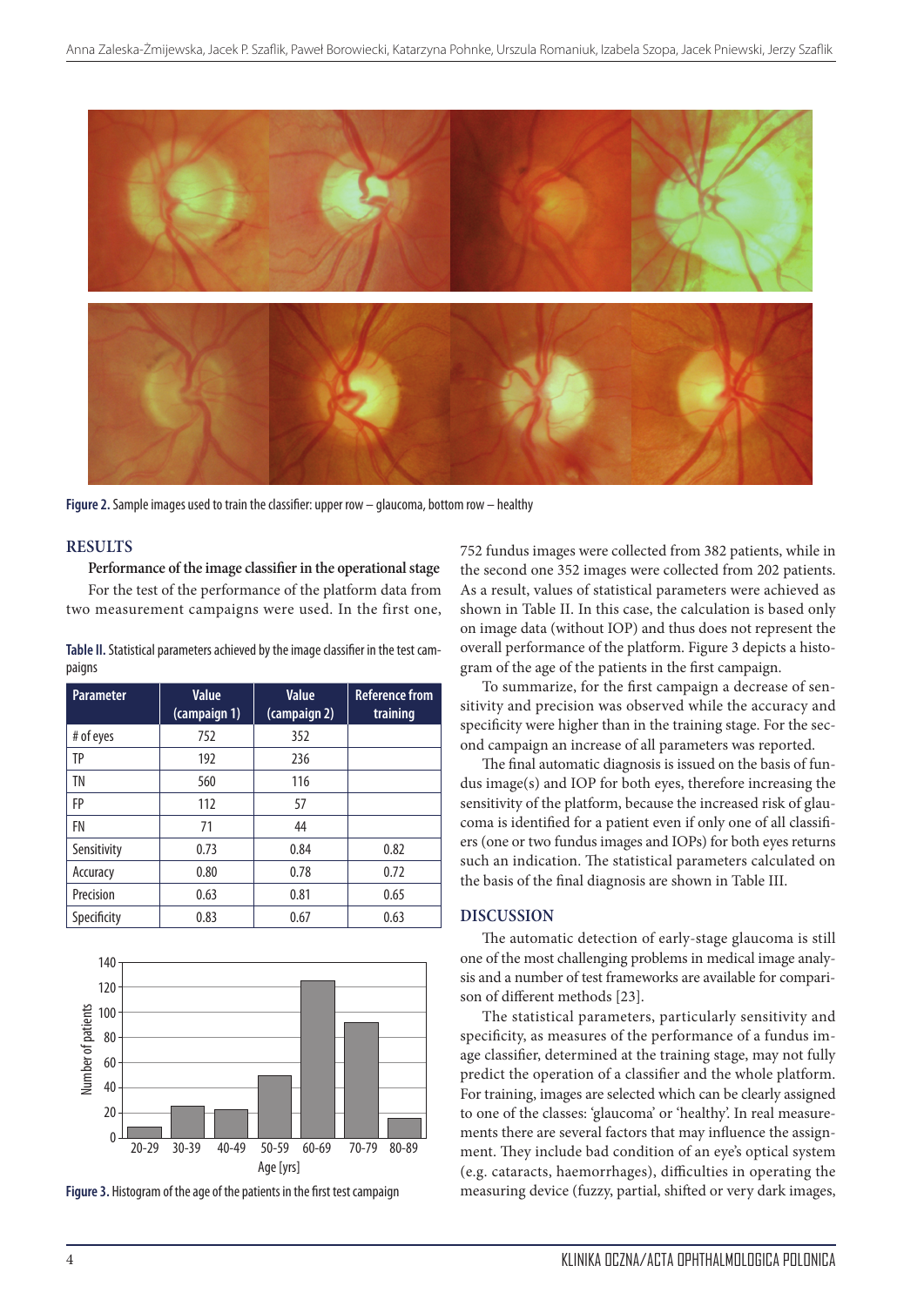Figure 2. Sample images used to train the classifier: upper row – glaucoma, bottom row – healthy

## RESULTS

### Performance of the image classifier in the operational stage

For the test of the performance of the platform data from two measurement campaigns were used. In the first one, 752 fundus images were collected from 382 patients, while in the second one 352 images were collected from 202 patients. As a result, values of statistical parameters were achieved as shown in Table II. In this case, the calculation is based only on image data (without IOP) and thus does not represent the overall performance of the platform. Figure 3 depicts a histogram of the age of the patients in the first campaign.

Table II. Statistical parameters achieved by the image classifier in the test campaigns

| Parameter | Value (campaign 1) | Value (campaign 2) | Reference from training |
|---|---|---|---|
| # of eyes | 752 | 352 | |
| TP | 192 | 236 | |
| TN | 560 | 116 | |
| FP | 112 | 57 | |
| FN | 71 | 44 | |
| Sensitivity | 0.73 | 0.84 | 0.82 |
| Accuracy | 0.80 | 0.78 | 0.72 |
| Precision | 0.63 | 0.81 | 0.65 |
| Specificity | 0.83 | 0.67 | 0.63 |

Number of patients
140
120
100
80
60
40
20
0
20-29 30-39 40-49 50-59 60-69 70-79 80-89
Age [yrs]

Figure 3. Histogram of the age of the patients in the first test campaign

To summarize, for the first campaign a decrease of sensitivity and precision was observed while the accuracy and specificity were higher than in the training stage. For the second campaign an increase of all parameters was reported.

The final automatic diagnosis is issued on the basis of fundus image(s) and IOP for both eyes, therefore increasing the sensitivity of the platform, because the increased risk of glaucoma is identified for a patient even if only one of all classifiers (one or two fundus images and IOPs) for both eyes returns such an indication. The statistical parameters calculated on the basis of the final diagnosis are shown in Table III.

## DISCUSSION

The automatic detection of early-stage glaucoma is still one of the most challenging problems in medical image analysis and a number of test frameworks are available for comparison of different methods [23].

The statistical parameters, particularly sensitivity and specificity, as measures of the performance of a fundus image classifier, determined at the training stage, may not fully predict the operation of a classifier and the whole platform. For training, images are selected which can be clearly assigned to one of the classes: 'glaucoma' or 'healthy'. In real measurements there are several factors that may influence the assignment. They include bad condition of an eye's optical system (e.g. cataracts, haemorrhages), difficulties in operating the measuring device (fuzzy, partial, shifted or very dark images,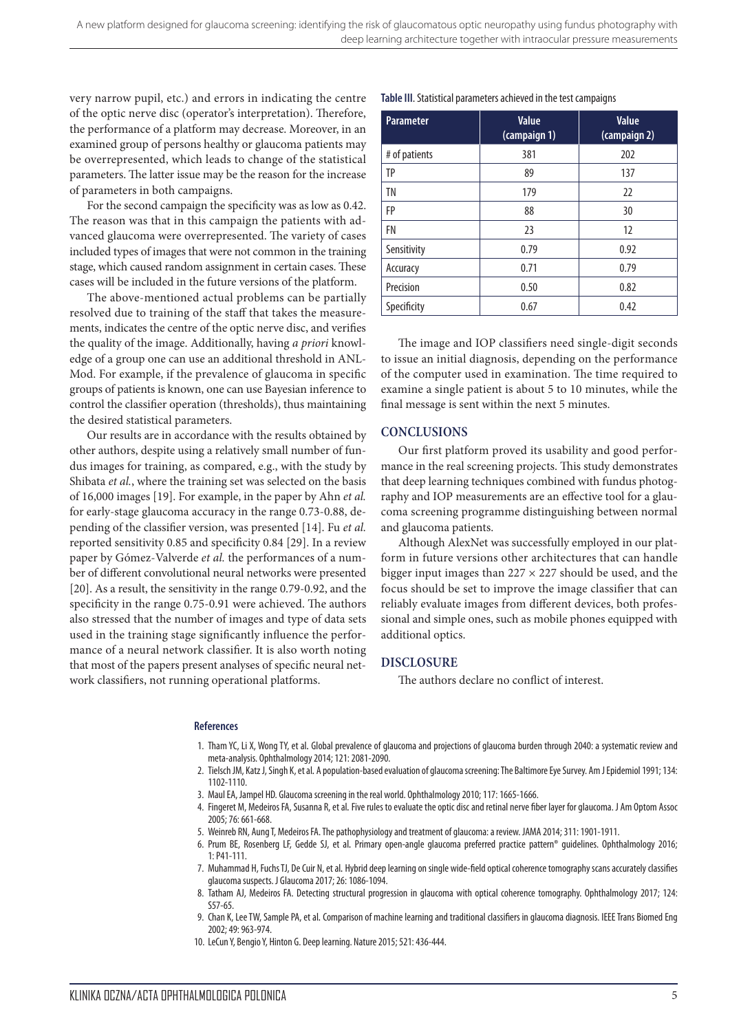very narrow pupil, etc.) and errors in indicating the centre of the optic nerve disc (operator's interpretation). Therefore, the performance of a platform may decrease. Moreover, in an examined group of persons healthy or glaucoma patients may be overrepresented, which leads to change of the statistical parameters. The latter issue may be the reason for the increase of parameters in both campaigns.

For the second campaign the specificity was as low as 0.42. The reason was that in this campaign the patients with advanced glaucoma were overrepresented. The variety of cases included types of images that were not common in the training stage, which caused random assignment in certain cases. These cases will be included in the future versions of the platform.

The above-mentioned actual problems can be partially resolved due to training of the staff that takes the measurements, indicates the centre of the optic nerve disc, and verifies the quality of the image. Additionally, having *a priori* knowledge of a group one can use an additional threshold in ANL-Mod. For example, if the prevalence of glaucoma in specific groups of patients is known, one can use Bayesian inference to control the classifier operation (thresholds), thus maintaining the desired statistical parameters.

Our results are in accordance with the results obtained by other authors, despite using a relatively small number of fundus images for training, as compared, e.g., with the study by Shibata *et al.*, where the training set was selected on the basis of 16,000 images [19]. For example, in the paper by Ahn *et al.* for early-stage glaucoma accuracy in the range 0.73-0.88, depending of the classifier version, was presented [14]. Fu *et al.* reported sensitivity 0.85 and specificity 0.84 [29]. In a review paper by Gómez-Valverde *et al.* the performances of a number of different convolutional neural networks were presented [20]. As a result, the sensitivity in the range 0.79-0.92, and the specificity in the range 0.75-0.91 were achieved. The authors also stressed that the number of images and type of data sets used in the training stage significantly influence the performance of a neural network classifier. It is also worth noting that most of the papers present analyses of specific neural network classifiers, not running operational platforms.

**Table III.** Statistical parameters achieved in the test campaigns

| Parameter | Value (campaign 1) | Value (campaign 2) |
|---|---|---|
| # of patients | 381 | 202 |
| TP | 89 | 137 |
| TN | 179 | 22 |
| FP | 88 | 30 |
| FN | 23 | 12 |
| Sensitivity | 0.79 | 0.92 |
| Accuracy | 0.71 | 0.79 |
| Precision | 0.50 | 0.82 |
| Specificity | 0.67 | 0.42 |

The image and IOP classifiers need single-digit seconds to issue an initial diagnosis, depending on the performance of the computer used in examination. The time required to examine a single patient is about 5 to 10 minutes, while the final message is sent within the next 5 minutes.

## CONCLUSIONS

Our first platform proved its usability and good performance in the real screening projects. This study demonstrates that deep learning techniques combined with fundus photography and IOP measurements are an effective tool for a glaucoma screening programme distinguishing between normal and glaucoma patients.

Although AlexNet was successfully employed in our platform in future versions other architectures that can handle bigger input images than $227 \times 227$ should be used, and the focus should be set to improve the image classifier that can reliably evaluate images from different devices, both professional and simple ones, such as mobile phones equipped with additional optics.

## DISCLOSURE

The authors declare no conflict of interest.

### References

1. Tham YC, Li X, Wong TY, et al. Global prevalence of glaucoma and projections of glaucoma burden through 2040: a systematic review and meta-analysis. Ophthalmology 2014; 121: 2081-2090.
2. Tielsch JM, Katz J, Singh K, et al. A population-based evaluation of glaucoma screening: The Baltimore Eye Survey. Am J Epidemiol 1991; 134: 1102-1110.
3. Maul EA, Jampel HD. Glaucoma screening in the real world. Ophthalmology 2010; 117: 1665-1666.
4. Fingeret M, Medeiros FA, Susanna R, et al. Five rules to evaluate the optic disc and retinal nerve fiber layer for glaucoma. J Am Optom Assoc 2005; 76: 661-668.
5. Weinreb RN, Aung T, Medeiros FA. The pathophysiology and treatment of glaucoma: a review. JAMA 2014; 311: 1901-1911.
6. Prum BE, Rosenberg LF, Gedde SJ, et al. Primary open-angle glaucoma preferred practice pattern® guidelines. Ophthalmology 2016; 1: P41-111.
7. Muhammad H, Fuchs TJ, De Cuir N, et al. Hybrid deep learning on single wide-field optical coherence tomography scans accurately classifies glaucoma suspects. J Glaucoma 2017; 26: 1086-1094.
8. Tatham AJ, Medeiros FA. Detecting structural progression in glaucoma with optical coherence tomography. Ophthalmology 2017; 124: S57-65.
9. Chan K, Lee TW, Sample PA, et al. Comparison of machine learning and traditional classifiers in glaucoma diagnosis. IEEE Trans Biomed Eng 2002; 49: 963-974.
10. LeCun Y, Bengio Y, Hinton G. Deep learning. Nature 2015; 521: 436-444.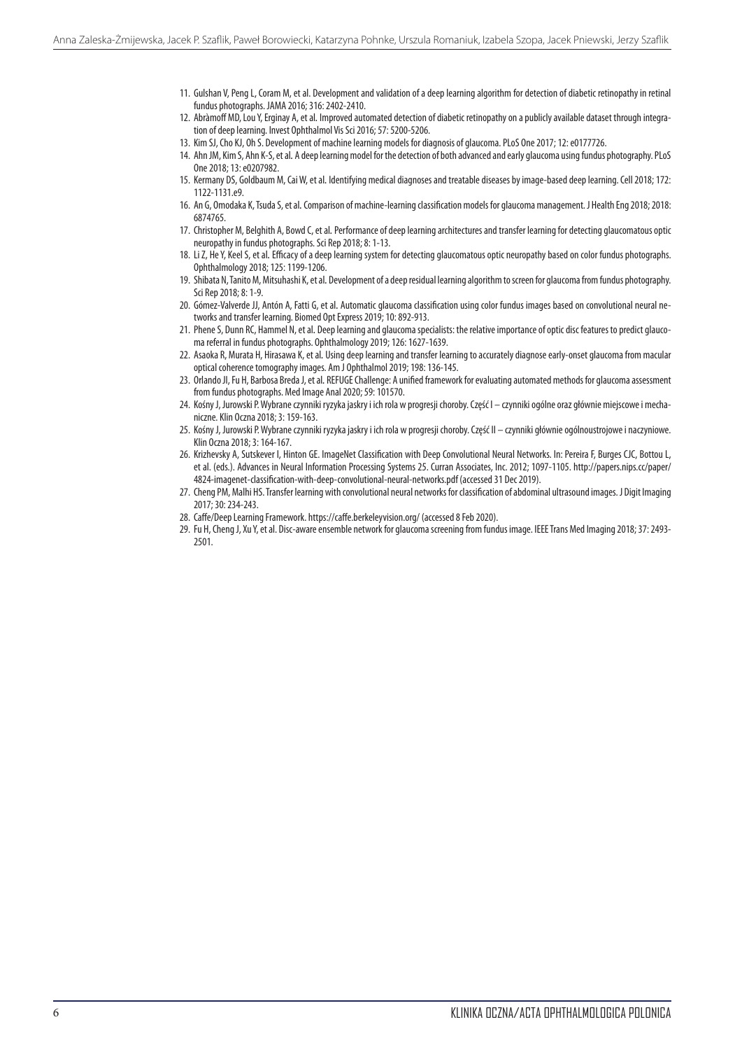11. Gulshan V, Peng L, Coram M, et al. Development and validation of a deep learning algorithm for detection of diabetic retinopathy in retinal fundus photographs. JAMA 2016; 316: 2402-2410.
12. Abràmoff MD, Lou Y, Erginay A, et al. Improved automated detection of diabetic retinopathy on a publicly available dataset through integration of deep learning. Invest Ophthalmol Vis Sci 2016; 57: 5200-5206.
13. Kim SJ, Cho KJ, Oh S. Development of machine learning models for diagnosis of glaucoma. PLoS One 2017; 12: e0177726.
14. Ahn JM, Kim S, Ahn K-S, et al. A deep learning model for the detection of both advanced and early glaucoma using fundus photography. PLoS One 2018; 13: e0207982.
15. Kermany DS, Goldbaum M, Cai W, et al. Identifying medical diagnoses and treatable diseases by image-based deep learning. Cell 2018; 172: 1122-1131.e9.
16. An G, Omodaka K, Tsuda S, et al. Comparison of machine-learning classification models for glaucoma management. J Health Eng 2018; 2018: 6874765.
17. Christopher M, Belghith A, Bowd C, et al. Performance of deep learning architectures and transfer learning for detecting glaucomatous optic neuropathy in fundus photographs. Sci Rep 2018; 8: 1-13.
18. Li Z, He Y, Keel S, et al. Efficacy of a deep learning system for detecting glaucomatous optic neuropathy based on color fundus photographs. Ophthalmology 2018; 125: 1199-1206.
19. Shibata N, Tanito M, Mitsuhashi K, et al. Development of a deep residual learning algorithm to screen for glaucoma from fundus photography. Sci Rep 2018; 8: 1-9.
20. Gómez-Valverde JJ, Antón A, Fatti G, et al. Automatic glaucoma classification using color fundus images based on convolutional neural networks and transfer learning. Biomed Opt Express 2019; 10: 892-913.
21. Phene S, Dunn RC, Hammel N, et al. Deep learning and glaucoma specialists: the relative importance of optic disc features to predict glaucoma referral in fundus photographs. Ophthalmology 2019; 126: 1627-1639.
22. Asaoka R, Murata H, Hirasawa K, et al. Using deep learning and transfer learning to accurately diagnose early-onset glaucoma from macular optical coherence tomography images. Am J Ophthalmol 2019; 198: 136-145.
23. Orlando JI, Fu H, Barbosa Breda J, et al. REFUGE Challenge: A unified framework for evaluating automated methods for glaucoma assessment from fundus photographs. Med Image Anal 2020; 59: 101570.
24. Kośny J, Jurowski P. Wybrane czynniki ryzyka jaskry i ich rola w progresji choroby. Część I – czynniki ogólne oraz głównie miejscowe i mechaniczne. Klin Oczna 2018; 3: 159-163.
25. Kośny J, Jurowski P. Wybrane czynniki ryzyka jaskry i ich rola w progresji choroby. Część II – czynniki głównie ogólnoustrojowe i naczyniowe. Klin Oczna 2018; 3: 164-167.
26. Krizhevsky A, Sutskever I, Hinton GE. ImageNet Classification with Deep Convolutional Neural Networks. In: Pereira F, Burges CJC, Bottou L, et al. (eds.). Advances in Neural Information Processing Systems 25. Curran Associates, Inc. 2012; 1097-1105. http://papers.nips.cc/paper/4824-imagenet-classification-with-deep-convolutional-neural-networks.pdf (accessed 31 Dec 2019).
27. Cheng PM, Malhi HS. Transfer learning with convolutional neural networks for classification of abdominal ultrasound images. J Digit Imaging 2017; 30: 234-243.
28. Caffe/Deep Learning Framework. https://caffe.berkeleyvision.org/ (accessed 8 Feb 2020).
29. Fu H, Cheng J, Xu Y, et al. Disc-aware ensemble network for glaucoma screening from fundus image. IEEE Trans Med Imaging 2018; 37: 2493-2501.